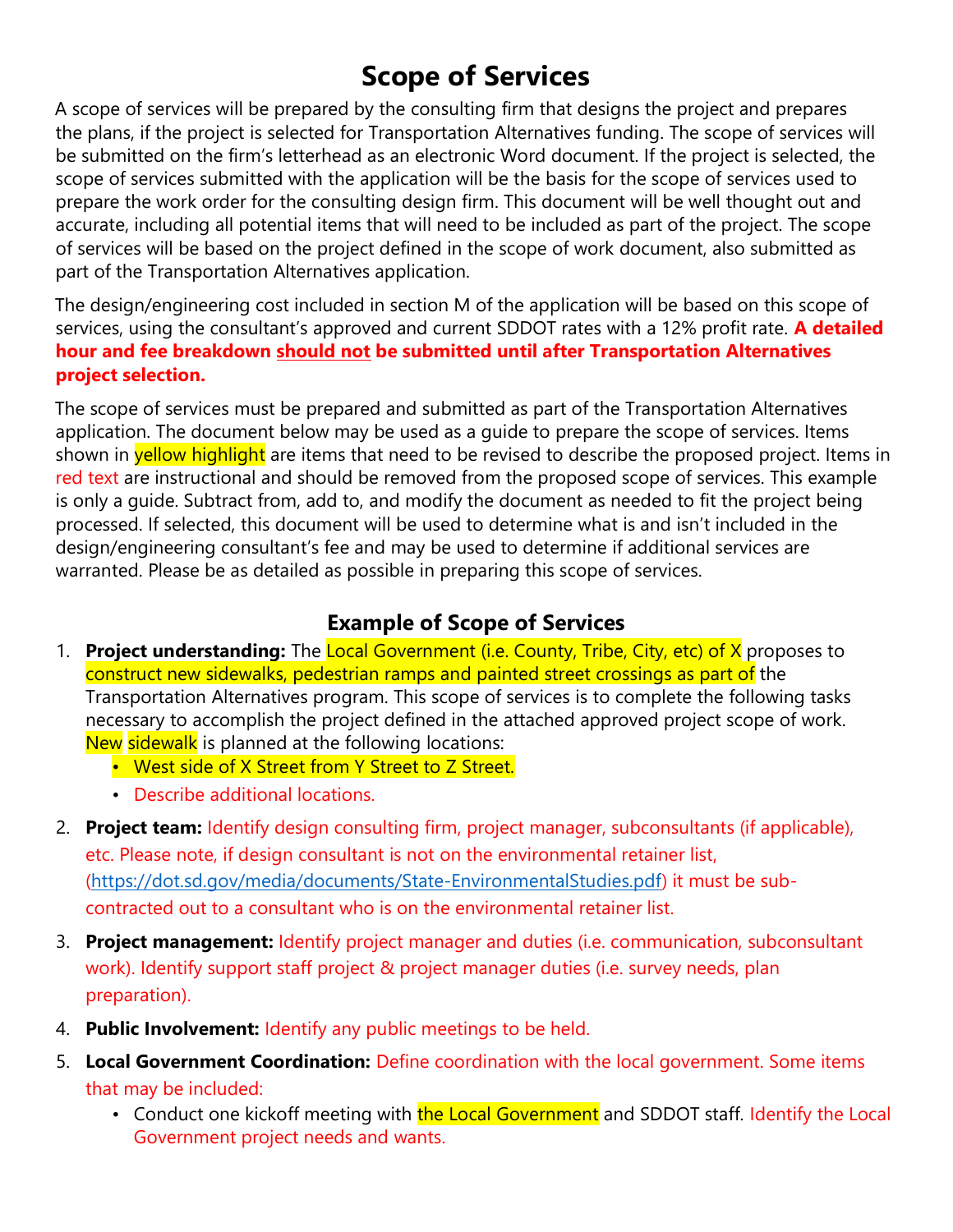# Scope of Services

A scope of services will be prepared by the consulting firm that designs the project and prepares the plans, if the project is selected for Transportation Alternatives funding. The scope of services will be submitted on the firm's letterhead as an electronic Word document. If the project is selected, the scope of services submitted with the application will be the basis for the scope of services used to prepare the work order for the consulting design firm. This document will be well thought out and accurate, including all potential items that will need to be included as part of the project. The scope of services will be based on the project defined in the scope of work document, also submitted as part of the Transportation Alternatives application.

The design/engineering cost included in section M of the application will be based on this scope of services, using the consultant's approved and current SDDOT rates with a 12% profit rate. **A detailed hour and fee breakdown should not be submitted until after Transportation Alternatives project selection.**

The scope of services must be prepared and submitted as part of the Transportation Alternatives application. The document below may be used as a guide to prepare the scope of services. Items shown in yellow highlight are items that need to be revised to describe the proposed project. Items in red text are instructional and should be removed from the proposed scope of services. This example is only a guide. Subtract from, add to, and modify the document as needed to fit the project being processed. If selected, this document will be used to determine what is and isn't included in the design/engineering consultant's fee and may be used to determine if additional services are warranted. Please be as detailed as possible in preparing this scope of services.

## Example of Scope of Services

1. **Project understanding:** The Local Government (i.e. County, Tribe, City, etc) of X proposes to construct new sidewalks, pedestrian ramps and painted street crossings as part of the Transportation Alternatives program. This scope of services is to complete the following tasks necessary to accomplish the project defined in the attached approved project scope of work. New sidewalk is planned at the following locations:
   - West side of X Street from Y Street to Z Street.
   - Describe additional locations.
2. **Project team:** Identify design consulting firm, project manager, subconsultants (if applicable), etc. Please note, if design consultant is not on the environmental retainer list, (https://dot.sd.gov/media/documents/State-EnvironmentalStudies.pdf) it must be sub-contracted out to a consultant who is on the environmental retainer list.
3. **Project management:** Identify project manager and duties (i.e. communication, subconsultant work). Identify support staff project & project manager duties (i.e. survey needs, plan preparation).
4. **Public Involvement:** Identify any public meetings to be held.
5. **Local Government Coordination:** Define coordination with the local government. Some items that may be included:
   - Conduct one kickoff meeting with the Local Government and SDDOT staff. Identify the Local Government project needs and wants.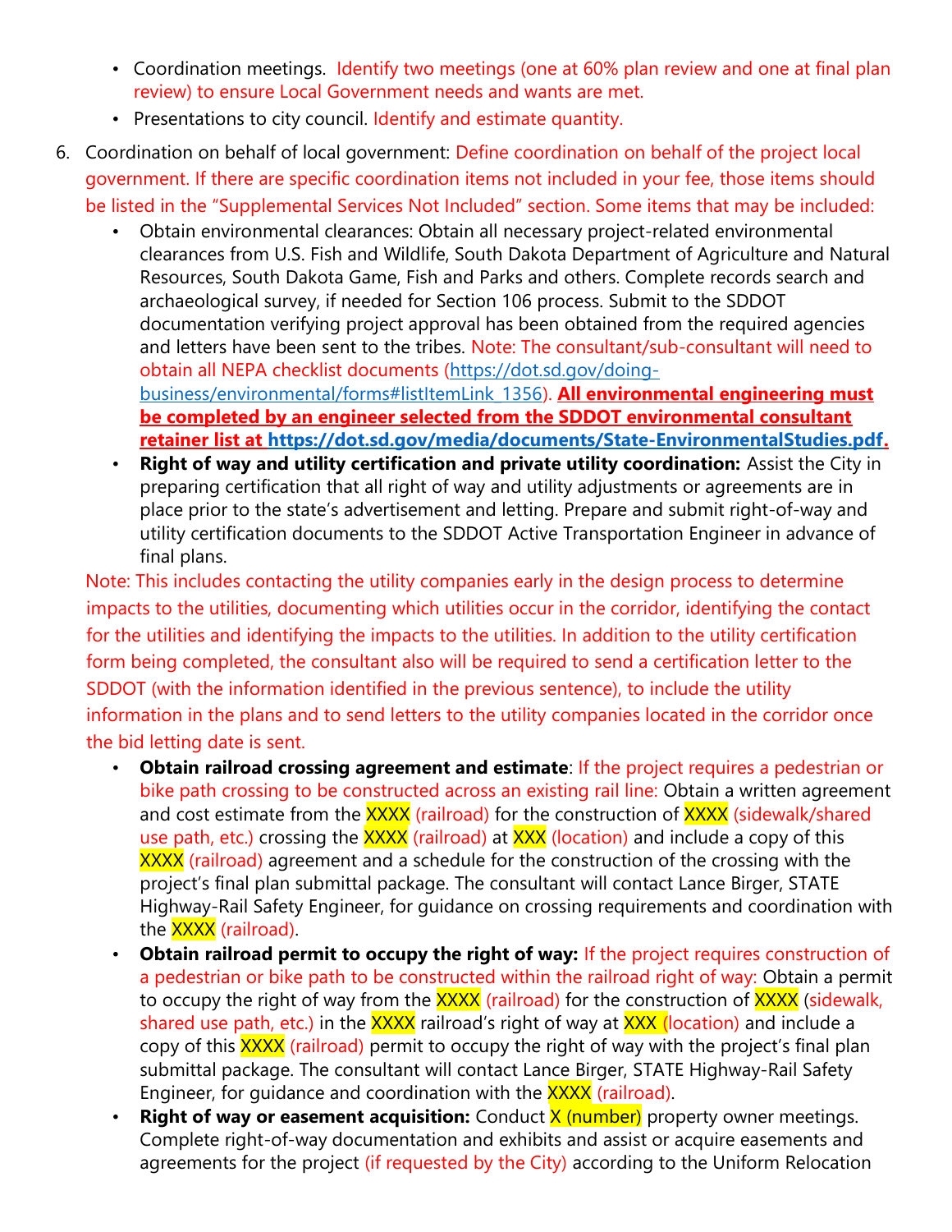- Coordination meetings. Identify two meetings (one at 60% plan review and one at final plan review) to ensure Local Government needs and wants are met.
- Presentations to city council. Identify and estimate quantity.

6. Coordination on behalf of local government: Define coordination on behalf of the project local government. If there are specific coordination items not included in your fee, those items should be listed in the "Supplemental Services Not Included" section. Some items that may be included:
   - Obtain environmental clearances: Obtain all necessary project-related environmental clearances from U.S. Fish and Wildlife, South Dakota Department of Agriculture and Natural Resources, South Dakota Game, Fish and Parks and others. Complete records search and archaeological survey, if needed for Section 106 process. Submit to the SDDOT documentation verifying project approval has been obtained from the required agencies and letters have been sent to the tribes. Note: The consultant/sub-consultant will need to obtain all NEPA checklist documents (https://dot.sd.gov/doing-business/environmental/forms#listItemLink_1356). **All environmental engineering must be completed by an engineer selected from the SDDOT environmental consultant retainer list at https://dot.sd.gov/media/documents/State-EnvironmentalStudies.pdf.**
   - **Right of way and utility certification and private utility coordination:** Assist the City in preparing certification that all right of way and utility adjustments or agreements are in place prior to the state's advertisement and letting. Prepare and submit right-of-way and utility certification documents to the SDDOT Active Transportation Engineer in advance of final plans.

   Note: This includes contacting the utility companies early in the design process to determine impacts to the utilities, documenting which utilities occur in the corridor, identifying the contact for the utilities and identifying the impacts to the utilities. In addition to the utility certification form being completed, the consultant also will be required to send a certification letter to the SDDOT (with the information identified in the previous sentence), to include the utility information in the plans and to send letters to the utility companies located in the corridor once the bid letting date is sent.

   - **Obtain railroad crossing agreement and estimate**: If the project requires a pedestrian or bike path crossing to be constructed across an existing rail line: Obtain a written agreement and cost estimate from the XXXX (railroad) for the construction of XXXX (sidewalk/shared use path, etc.) crossing the XXXX (railroad) at XXX (location) and include a copy of this XXXX (railroad) agreement and a schedule for the construction of the crossing with the project's final plan submittal package. The consultant will contact Lance Birger, STATE Highway-Rail Safety Engineer, for guidance on crossing requirements and coordination with the XXXX (railroad).
   - **Obtain railroad permit to occupy the right of way:** If the project requires construction of a pedestrian or bike path to be constructed within the railroad right of way: Obtain a permit to occupy the right of way from the XXXX (railroad) for the construction of XXXX (sidewalk, shared use path, etc.) in the XXXX railroad's right of way at XXX (location) and include a copy of this XXXX (railroad) permit to occupy the right of way with the project's final plan submittal package. The consultant will contact Lance Birger, STATE Highway-Rail Safety Engineer, for guidance and coordination with the XXXX (railroad).
   - **Right of way or easement acquisition:** Conduct X (number) property owner meetings. Complete right-of-way documentation and exhibits and assist or acquire easements and agreements for the project (if requested by the City) according to the Uniform Relocation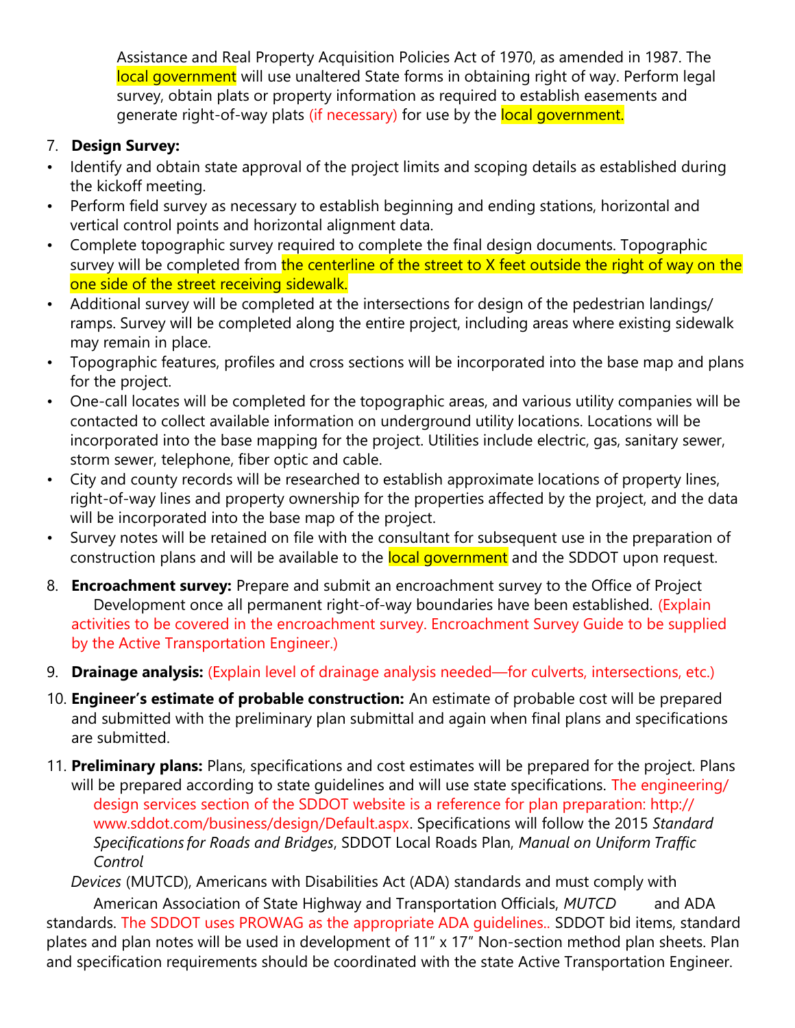Assistance and Real Property Acquisition Policies Act of 1970, as amended in 1987. The local government will use unaltered State forms in obtaining right of way. Perform legal survey, obtain plats or property information as required to establish easements and generate right-of-way plats (if necessary) for use by the local government.

7. **Design Survey:**

- Identify and obtain state approval of the project limits and scoping details as established during the kickoff meeting.
- Perform field survey as necessary to establish beginning and ending stations, horizontal and vertical control points and horizontal alignment data.
- Complete topographic survey required to complete the final design documents. Topographic survey will be completed from the centerline of the street to X feet outside the right of way on the one side of the street receiving sidewalk.
- Additional survey will be completed at the intersections for design of the pedestrian landings/ ramps. Survey will be completed along the entire project, including areas where existing sidewalk may remain in place.
- Topographic features, profiles and cross sections will be incorporated into the base map and plans for the project.
- One-call locates will be completed for the topographic areas, and various utility companies will be contacted to collect available information on underground utility locations. Locations will be incorporated into the base mapping for the project. Utilities include electric, gas, sanitary sewer, storm sewer, telephone, fiber optic and cable.
- City and county records will be researched to establish approximate locations of property lines, right-of-way lines and property ownership for the properties affected by the project, and the data will be incorporated into the base map of the project.
- Survey notes will be retained on file with the consultant for subsequent use in the preparation of construction plans and will be available to the local government and the SDDOT upon request.

8. **Encroachment survey:** Prepare and submit an encroachment survey to the Office of Project Development once all permanent right-of-way boundaries have been established. (Explain activities to be covered in the encroachment survey. Encroachment Survey Guide to be supplied by the Active Transportation Engineer.)

9. **Drainage analysis:** (Explain level of drainage analysis needed—for culverts, intersections, etc.)

10. **Engineer's estimate of probable construction:** An estimate of probable cost will be prepared and submitted with the preliminary plan submittal and again when final plans and specifications are submitted.

11. **Preliminary plans:** Plans, specifications and cost estimates will be prepared for the project. Plans will be prepared according to state guidelines and will use state specifications. The engineering/ design services section of the SDDOT website is a reference for plan preparation: http://www.sddot.com/business/design/Default.aspx. Specifications will follow the 2015 *Standard Specifications for Roads and Bridges*, SDDOT Local Roads Plan, *Manual on Uniform Traffic Control Devices* (MUTCD), Americans with Disabilities Act (ADA) standards and must comply with American Association of State Highway and Transportation Officials, *MUTCD* and ADA standards. The SDDOT uses PROWAG as the appropriate ADA guidelines.. SDDOT bid items, standard plates and plan notes will be used in development of 11" x 17" Non-section method plan sheets. Plan and specification requirements should be coordinated with the state Active Transportation Engineer.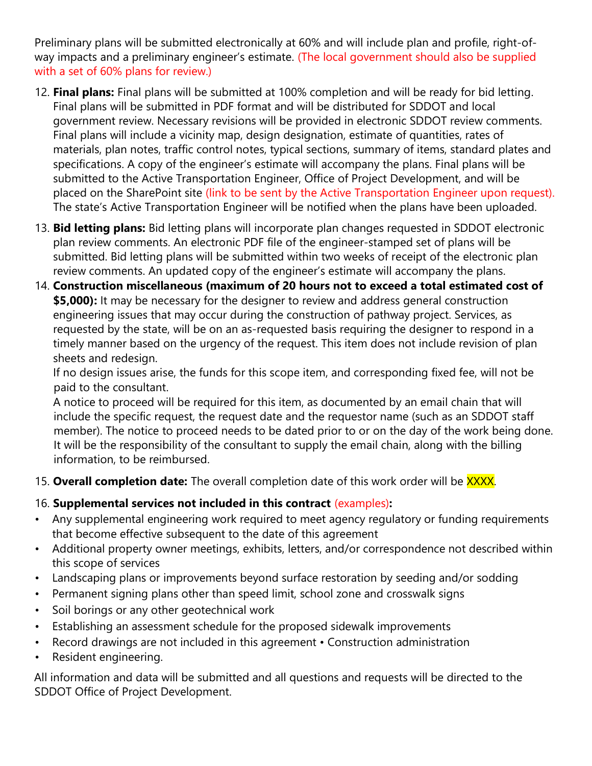Preliminary plans will be submitted electronically at 60% and will include plan and profile, right-of-way impacts and a preliminary engineer's estimate. (The local government should also be supplied with a set of 60% plans for review.)

12. **Final plans:** Final plans will be submitted at 100% completion and will be ready for bid letting. Final plans will be submitted in PDF format and will be distributed for SDDOT and local government review. Necessary revisions will be provided in electronic SDDOT review comments. Final plans will include a vicinity map, design designation, estimate of quantities, rates of materials, plan notes, traffic control notes, typical sections, summary of items, standard plates and specifications. A copy of the engineer's estimate will accompany the plans. Final plans will be submitted to the Active Transportation Engineer, Office of Project Development, and will be placed on the SharePoint site (link to be sent by the Active Transportation Engineer upon request). The state's Active Transportation Engineer will be notified when the plans have been uploaded.
13. **Bid letting plans:** Bid letting plans will incorporate plan changes requested in SDDOT electronic plan review comments. An electronic PDF file of the engineer-stamped set of plans will be submitted. Bid letting plans will be submitted within two weeks of receipt of the electronic plan review comments. An updated copy of the engineer's estimate will accompany the plans.
14. **Construction miscellaneous (maximum of 20 hours not to exceed a total estimated cost of $5,000):** It may be necessary for the designer to review and address general construction engineering issues that may occur during the construction of pathway project. Services, as requested by the state, will be on an as-requested basis requiring the designer to respond in a timely manner based on the urgency of the request. This item does not include revision of plan sheets and redesign.

    If no design issues arise, the funds for this scope item, and corresponding fixed fee, will not be paid to the consultant.

    A notice to proceed will be required for this item, as documented by an email chain that will include the specific request, the request date and the requestor name (such as an SDDOT staff member). The notice to proceed needs to be dated prior to or on the day of the work being done. It will be the responsibility of the consultant to supply the email chain, along with the billing information, to be reimbursed.
15. **Overall completion date:** The overall completion date of this work order will be XXXX.
16. **Supplemental services not included in this contract** (examples)**:**

- Any supplemental engineering work required to meet agency regulatory or funding requirements that become effective subsequent to the date of this agreement
- Additional property owner meetings, exhibits, letters, and/or correspondence not described within this scope of services
- Landscaping plans or improvements beyond surface restoration by seeding and/or sodding
- Permanent signing plans other than speed limit, school zone and crosswalk signs
- Soil borings or any other geotechnical work
- Establishing an assessment schedule for the proposed sidewalk improvements
- Record drawings are not included in this agreement • Construction administration
- Resident engineering.

All information and data will be submitted and all questions and requests will be directed to the SDDOT Office of Project Development.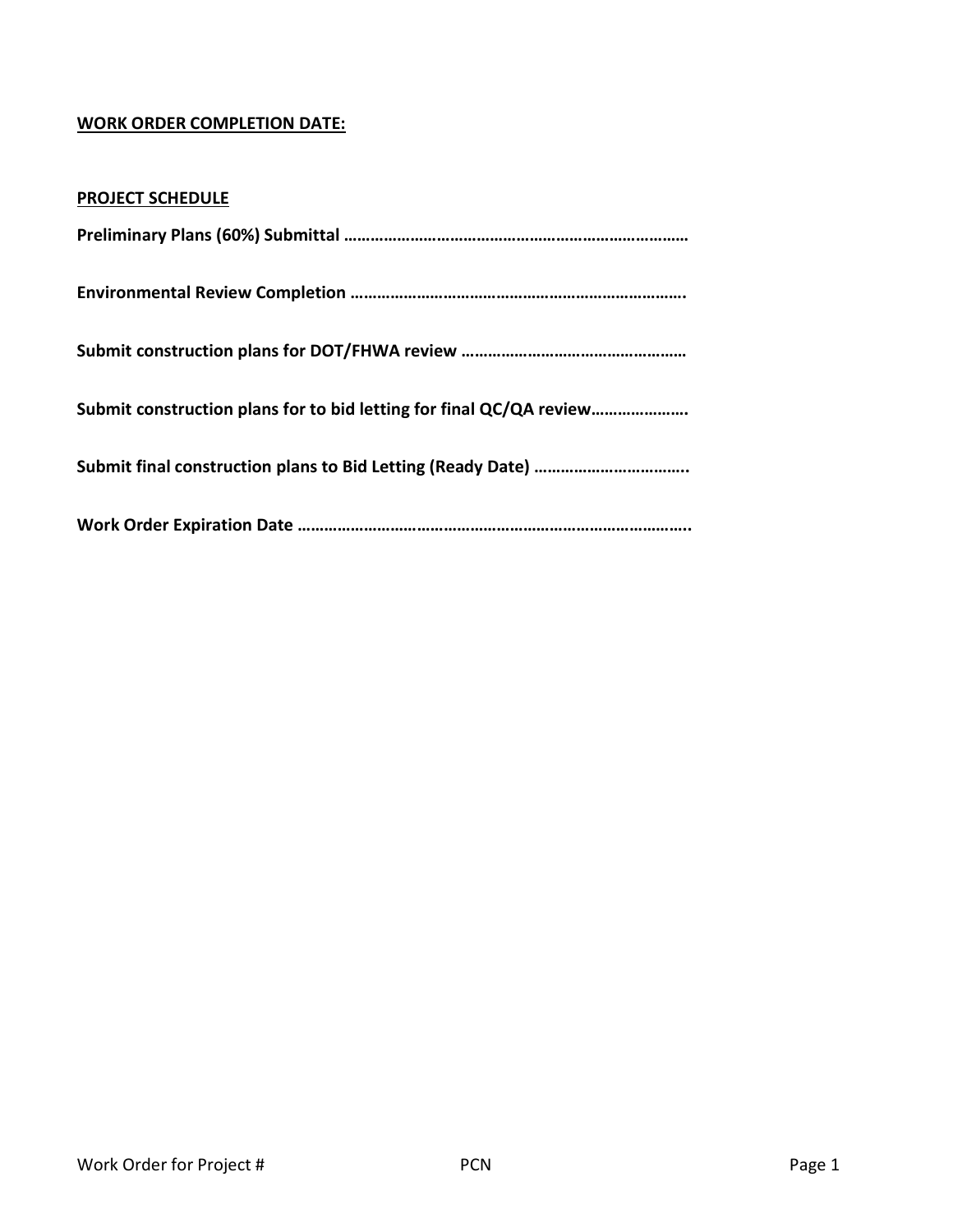**WORK ORDER COMPLETION DATE:**

**PROJECT SCHEDULE**

**Preliminary Plans (60%) Submittal ……………………………………………………………………**

**Environmental Review Completion ………………………………………………………………….**

**Submit construction plans for DOT/FHWA review ……………………………………………**

**Submit construction plans for to bid letting for final QC/QA review………………….**

**Submit final construction plans to Bid Letting (Ready Date) ……………………………..**

**Work Order Expiration Date ……………………………………………………………………………..**